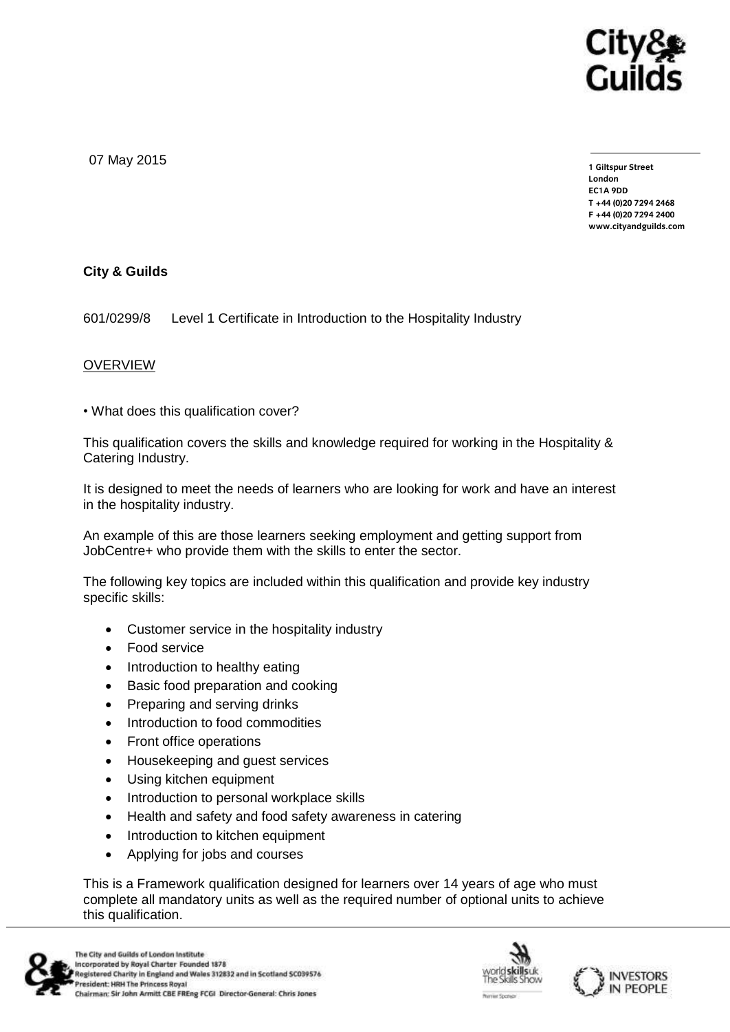07 May 2015

1 Giltspur Street
London
EC1A 9DD
T +44 (0)20 7294 2468
F +44 (0)20 7294 2400
www.cityandguilds.com

**City & Guilds**

601/0299/8 Level 1 Certificate in Introduction to the Hospitality Industry

OVERVIEW

• What does this qualification cover?

This qualification covers the skills and knowledge required for working in the Hospitality & Catering Industry.

It is designed to meet the needs of learners who are looking for work and have an interest in the hospitality industry.

An example of this are those learners seeking employment and getting support from JobCentre+ who provide them with the skills to enter the sector.

The following key topics are included within this qualification and provide key industry specific skills:

- Customer service in the hospitality industry
- Food service
- Introduction to healthy eating
- Basic food preparation and cooking
- Preparing and serving drinks
- Introduction to food commodities
- Front office operations
- Housekeeping and guest services
- Using kitchen equipment
- Introduction to personal workplace skills
- Health and safety and food safety awareness in catering
- Introduction to kitchen equipment
- Applying for jobs and courses

This is a Framework qualification designed for learners over 14 years of age who must complete all mandatory units as well as the required number of optional units to achieve this qualification.

The City and Guilds of London Institute
Incorporated by Royal Charter Founded 1878
Registered Charity in England and Wales 312832 and in Scotland SC039576
President: HRH The Princess Royal
Chairman: Sir John Armitt CBE FREng FCGI Director-General: Chris Jones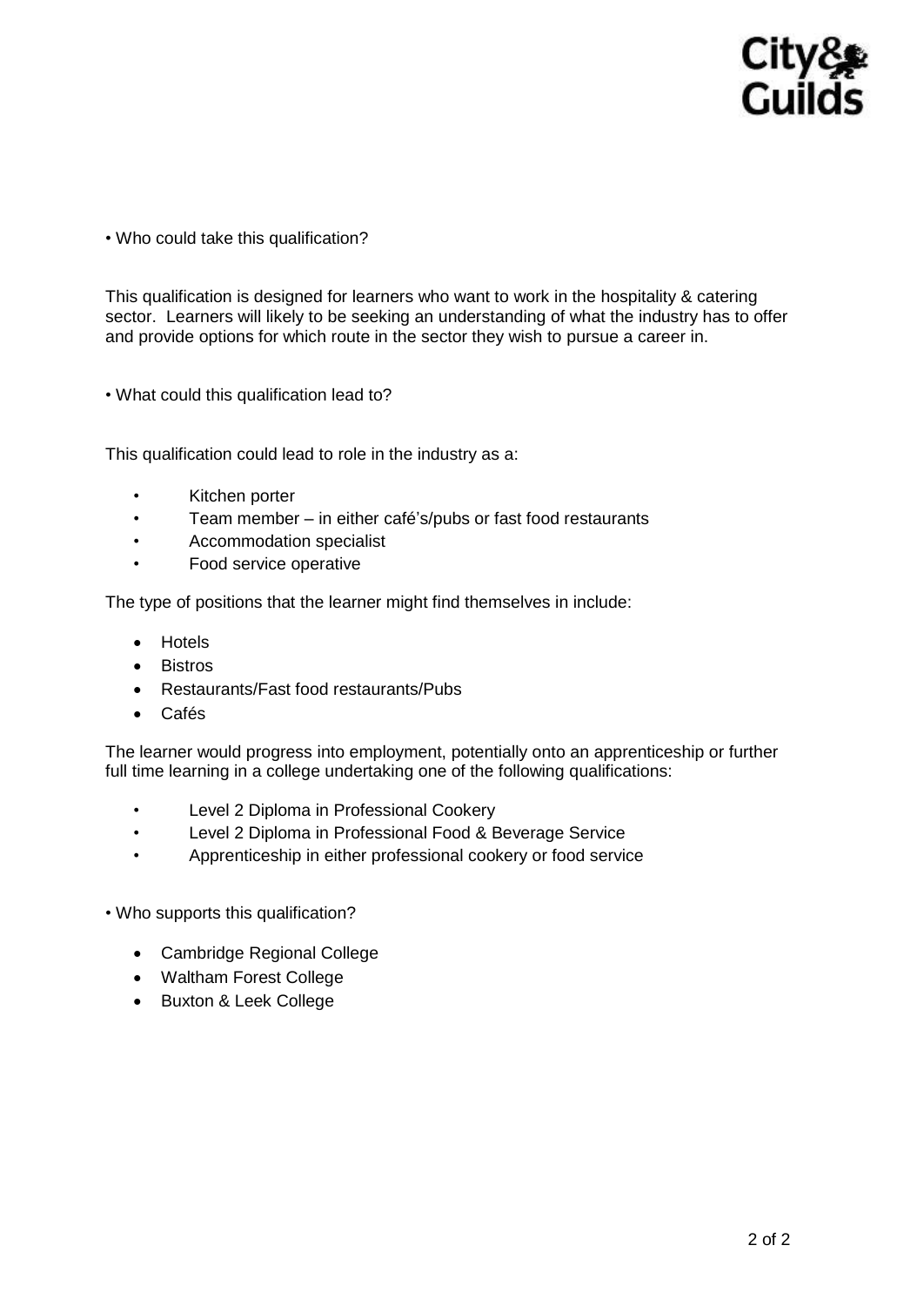• Who could take this qualification?

This qualification is designed for learners who want to work in the hospitality & catering sector. Learners will likely to be seeking an understanding of what the industry has to offer and provide options for which route in the sector they wish to pursue a career in.

• What could this qualification lead to?

This qualification could lead to role in the industry as a:

- Kitchen porter
- Team member – in either café's/pubs or fast food restaurants
- Accommodation specialist
- Food service operative

The type of positions that the learner might find themselves in include:

- Hotels
- Bistros
- Restaurants/Fast food restaurants/Pubs
- Cafés

The learner would progress into employment, potentially onto an apprenticeship or further full time learning in a college undertaking one of the following qualifications:

- Level 2 Diploma in Professional Cookery
- Level 2 Diploma in Professional Food & Beverage Service
- Apprenticeship in either professional cookery or food service

• Who supports this qualification?

- Cambridge Regional College
- Waltham Forest College
- Buxton & Leek College